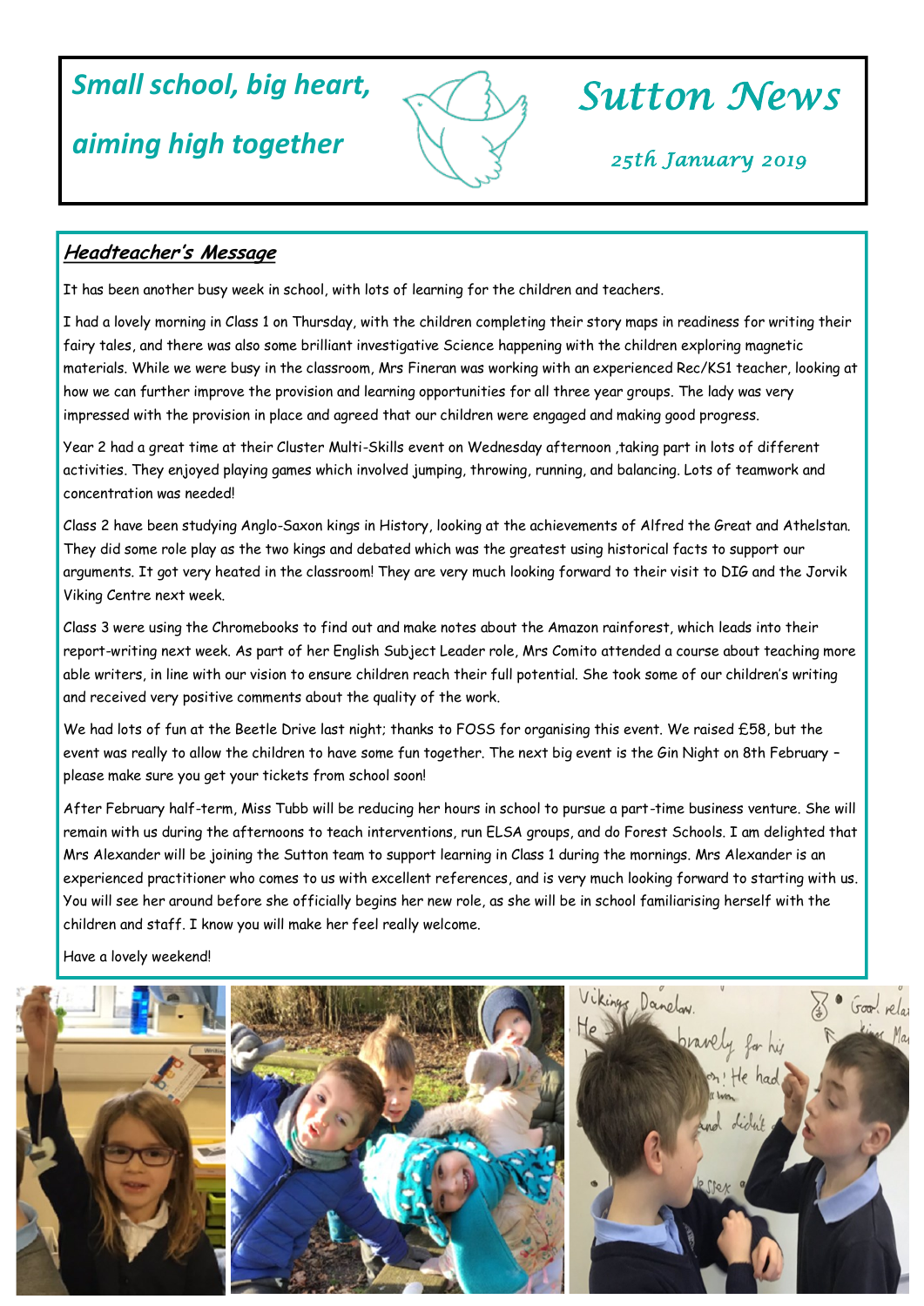*Small school, big heart,*

*aiming high together*

# Sutton News

*25th January 2019*

## Headteacher's Message

It has been another busy week in school, with lots of learning for the children and teachers.

I had a lovely morning in Class 1 on Thursday, with the children completing their story maps in readiness for writing their fairy tales, and there was also some brilliant investigative Science happening with the children exploring magnetic materials. While we were busy in the classroom, Mrs Fineran was working with an experienced Rec/KS1 teacher, looking at how we can further improve the provision and learning opportunities for all three year groups. The lady was very impressed with the provision in place and agreed that our children were engaged and making good progress.

Year 2 had a great time at their Cluster Multi-Skills event on Wednesday afternoon ,taking part in lots of different activities. They enjoyed playing games which involved jumping, throwing, running, and balancing. Lots of teamwork and concentration was needed!

Class 2 have been studying Anglo-Saxon kings in History, looking at the achievements of Alfred the Great and Athelstan. They did some role play as the two kings and debated which was the greatest using historical facts to support our arguments. It got very heated in the classroom! They are very much looking forward to their visit to DIG and the Jorvik Viking Centre next week.

Class 3 were using the Chromebooks to find out and make notes about the Amazon rainforest, which leads into their report-writing next week. As part of her English Subject Leader role, Mrs Comito attended a course about teaching more able writers, in line with our vision to ensure children reach their full potential. She took some of our children's writing and received very positive comments about the quality of the work.

We had lots of fun at the Beetle Drive last night; thanks to FOSS for organising this event. We raised £58, but the event was really to allow the children to have some fun together. The next big event is the Gin Night on 8th February – please make sure you get your tickets from school soon!

After February half-term, Miss Tubb will be reducing her hours in school to pursue a part-time business venture. She will remain with us during the afternoons to teach interventions, run ELSA groups, and do Forest Schools. I am delighted that Mrs Alexander will be joining the Sutton team to support learning in Class 1 during the mornings. Mrs Alexander is an experienced practitioner who comes to us with excellent references, and is very much looking forward to starting with us. You will see her around before she officially begins her new role, as she will be in school familiarising herself with the children and staff. I know you will make her feel really welcome.

Have a lovely weekend!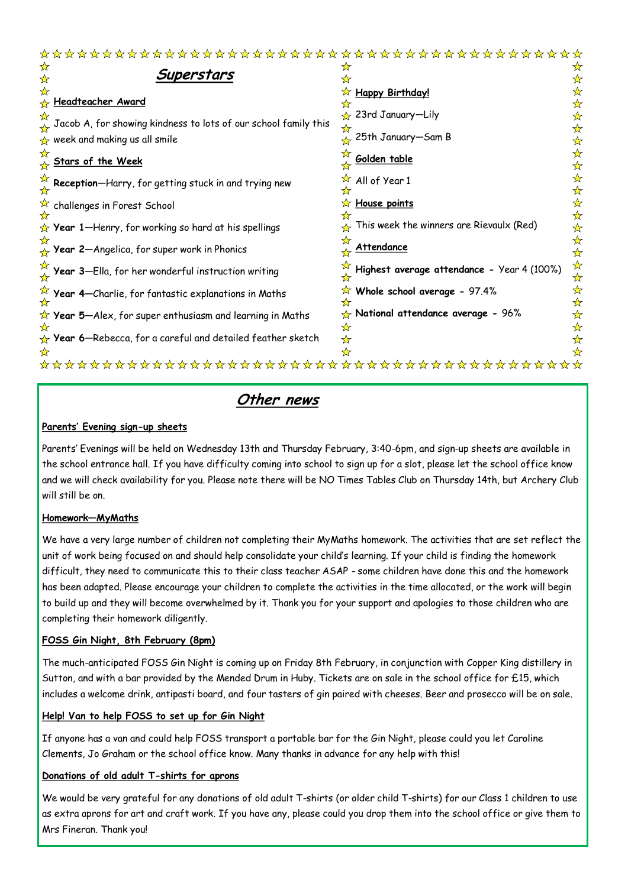## Superstars

**Headteacher Award**

Jacob A, for showing kindness to lots of our school family this week and making us all smile

**Stars of the Week**

**Reception**—Harry, for getting stuck in and trying new challenges in Forest School

**Year 1**—Henry, for working so hard at his spellings

**Year 2**—Angelica, for super work in Phonics

**Year 3**—Ella, for her wonderful instruction writing

**Year 4**—Charlie, for fantastic explanations in Maths

**Year 5**—Alex, for super enthusiasm and learning in Maths

**Year 6**—Rebecca, for a careful and detailed feather sketch

**Happy Birthday!**

23rd January—Lily

25th January—Sam B

**Golden table**

All of Year 1

**House points**

This week the winners are Rievaulx (Red)

**Attendance**

**Highest average attendance -** Year 4 (100%)

**Whole school average -** 97.4%

**National attendance average -** 96%

## Other news

**Parents' Evening sign-up sheets**

Parents' Evenings will be held on Wednesday 13th and Thursday February, 3:40-6pm, and sign-up sheets are available in the school entrance hall. If you have difficulty coming into school to sign up for a slot, please let the school office know and we will check availability for you. Please note there will be NO Times Tables Club on Thursday 14th, but Archery Club will still be on.

**Homework—MyMaths**

We have a very large number of children not completing their MyMaths homework. The activities that are set reflect the unit of work being focused on and should help consolidate your child's learning. If your child is finding the homework difficult, they need to communicate this to their class teacher ASAP - some children have done this and the homework has been adapted. Please encourage your children to complete the activities in the time allocated, or the work will begin to build up and they will become overwhelmed by it. Thank you for your support and apologies to those children who are completing their homework diligently.

**FOSS Gin Night, 8th February (8pm)**

The much-anticipated FOSS Gin Night is coming up on Friday 8th February, in conjunction with Copper King distillery in Sutton, and with a bar provided by the Mended Drum in Huby. Tickets are on sale in the school office for £15, which includes a welcome drink, antipasti board, and four tasters of gin paired with cheeses. Beer and prosecco will be on sale.

**Help! Van to help FOSS to set up for Gin Night**

If anyone has a van and could help FOSS transport a portable bar for the Gin Night, please could you let Caroline Clements, Jo Graham or the school office know. Many thanks in advance for any help with this!

**Donations of old adult T-shirts for aprons**

We would be very grateful for any donations of old adult T-shirts (or older child T-shirts) for our Class 1 children to use as extra aprons for art and craft work. If you have any, please could you drop them into the school office or give them to Mrs Fineran. Thank you!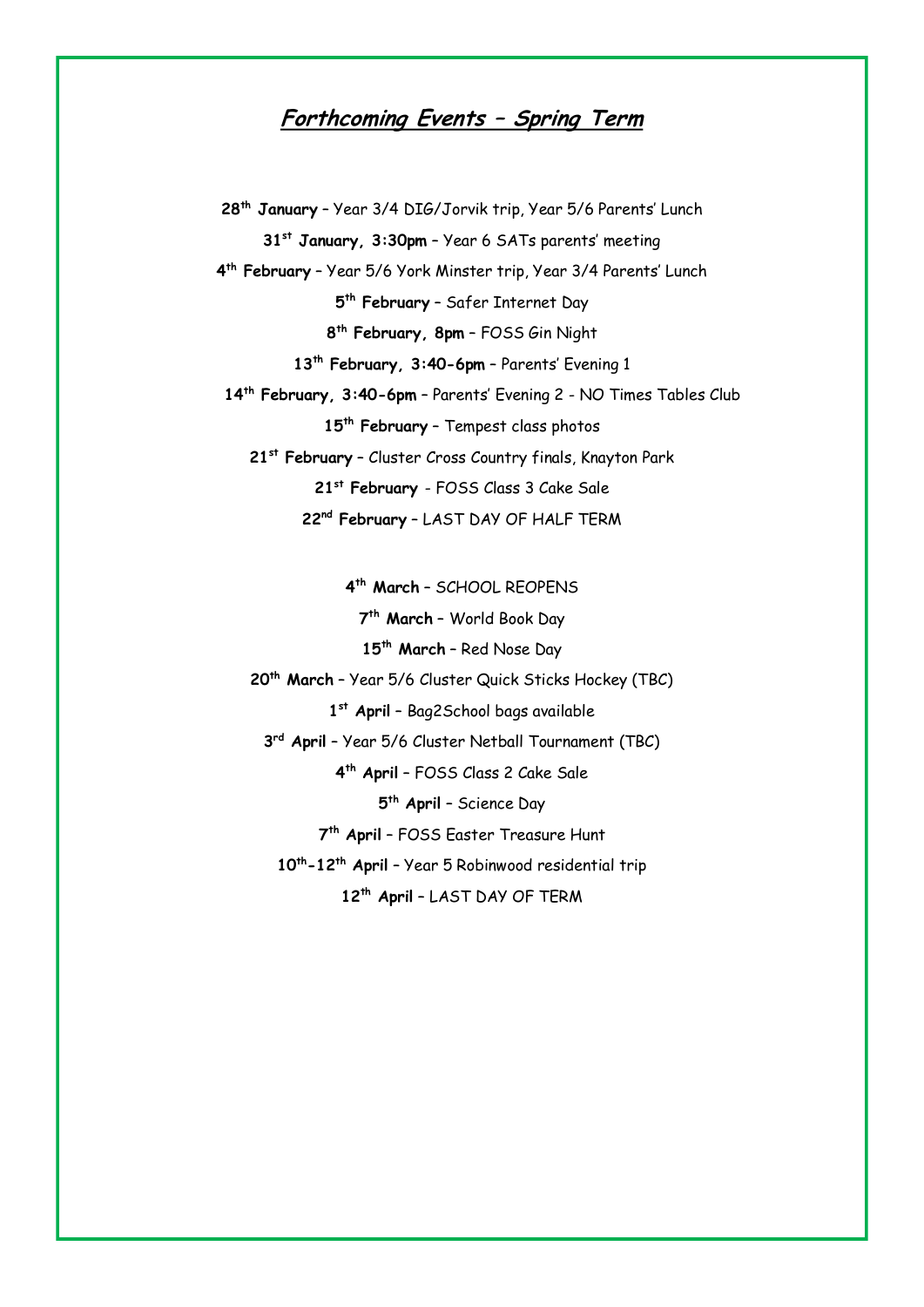# ***Forthcoming Events – Spring Term***

**28th January** – Year 3/4 DIG/Jorvik trip, Year 5/6 Parents' Lunch

**31st January, 3:30pm** – Year 6 SATs parents' meeting

**4th February** – Year 5/6 York Minster trip, Year 3/4 Parents' Lunch

**5th February** – Safer Internet Day

**8th February, 8pm** – FOSS Gin Night

**13th February, 3:40-6pm** – Parents' Evening 1

**14th February, 3:40-6pm** – Parents' Evening 2 - NO Times Tables Club

**15th February** – Tempest class photos

**21st February** – Cluster Cross Country finals, Knayton Park

**21st February** - FOSS Class 3 Cake Sale

**22nd February** – LAST DAY OF HALF TERM

**4th March** – SCHOOL REOPENS

**7th March** – World Book Day

**15th March** – Red Nose Day

**20th March** – Year 5/6 Cluster Quick Sticks Hockey (TBC)

**1st April** – Bag2School bags available

**3rd April** – Year 5/6 Cluster Netball Tournament (TBC)

**4th April** – FOSS Class 2 Cake Sale

**5th April** – Science Day

**7th April** – FOSS Easter Treasure Hunt

**10th-12th April** – Year 5 Robinwood residential trip

**12th April** – LAST DAY OF TERM